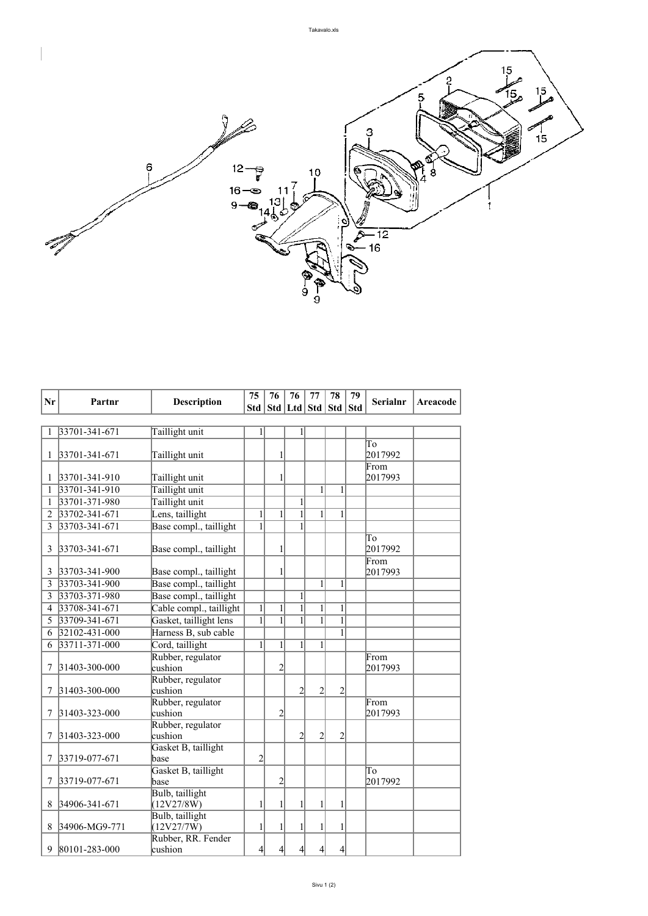| Nr | Partnr | Description | 75 Std | 76 Std | 76 Ltd | 77 Std | 78 Std | 79 Std | Serialnr | Areacode |
|---|---|---|---|---|---|---|---|---|---|---|
| 1 | 33701-341-671 | Taillight unit | 1 | | 1 | | | | | |
| 1 | 33701-341-671 | Taillight unit | | 1 | | | | | To 2017992 | |
| 1 | 33701-341-910 | Taillight unit | | 1 | | | | | From 2017993 | |
| 1 | 33701-341-910 | Taillight unit | | | | 1 | 1 | | | |
| 1 | 33701-371-980 | Taillight unit | | | 1 | | | | | |
| 2 | 33702-341-671 | Lens, taillight | 1 | 1 | 1 | 1 | 1 | | | |
| 3 | 33703-341-671 | Base compl., taillight | 1 | | 1 | | | | | |
| 3 | 33703-341-671 | Base compl., taillight | | 1 | | | | | To 2017992 | |
| 3 | 33703-341-900 | Base compl., taillight | | 1 | | | | | From 2017993 | |
| 3 | 33703-341-900 | Base compl., taillight | | | | 1 | 1 | | | |
| 3 | 33703-371-980 | Base compl., taillight | | | 1 | | | | | |
| 4 | 33708-341-671 | Cable compl., taillight | 1 | 1 | 1 | 1 | 1 | | | |
| 5 | 33709-341-671 | Gasket, taillight lens | 1 | 1 | 1 | 1 | 1 | | | |
| 6 | 32102-431-000 | Harness B, sub cable | | | | | 1 | | | |
| 6 | 33711-371-000 | Cord, taillight | 1 | 1 | 1 | 1 | | | | |
| 7 | 31403-300-000 | Rubber, regulator cushion | | 2 | | | | | From 2017993 | |
| 7 | 31403-300-000 | Rubber, regulator cushion | | | 2 | 2 | 2 | | | |
| 7 | 31403-323-000 | Rubber, regulator cushion | | 2 | | | | | From 2017993 | |
| 7 | 31403-323-000 | Rubber, regulator cushion | | | 2 | 2 | 2 | | | |
| 7 | 33719-077-671 | Gasket B, taillight base | 2 | | | | | | | |
| 7 | 33719-077-671 | Gasket B, taillight base | | 2 | | | | | To 2017992 | |
| 8 | 34906-341-671 | Bulb, taillight (12V27/8W) | 1 | 1 | 1 | 1 | 1 | | | |
| 8 | 34906-MG9-771 | Bulb, taillight (12V27/7W) | 1 | 1 | 1 | 1 | 1 | | | |
| 9 | 80101-283-000 | Rubber, RR. Fender cushion | 4 | 4 | 4 | 4 | 4 | | | |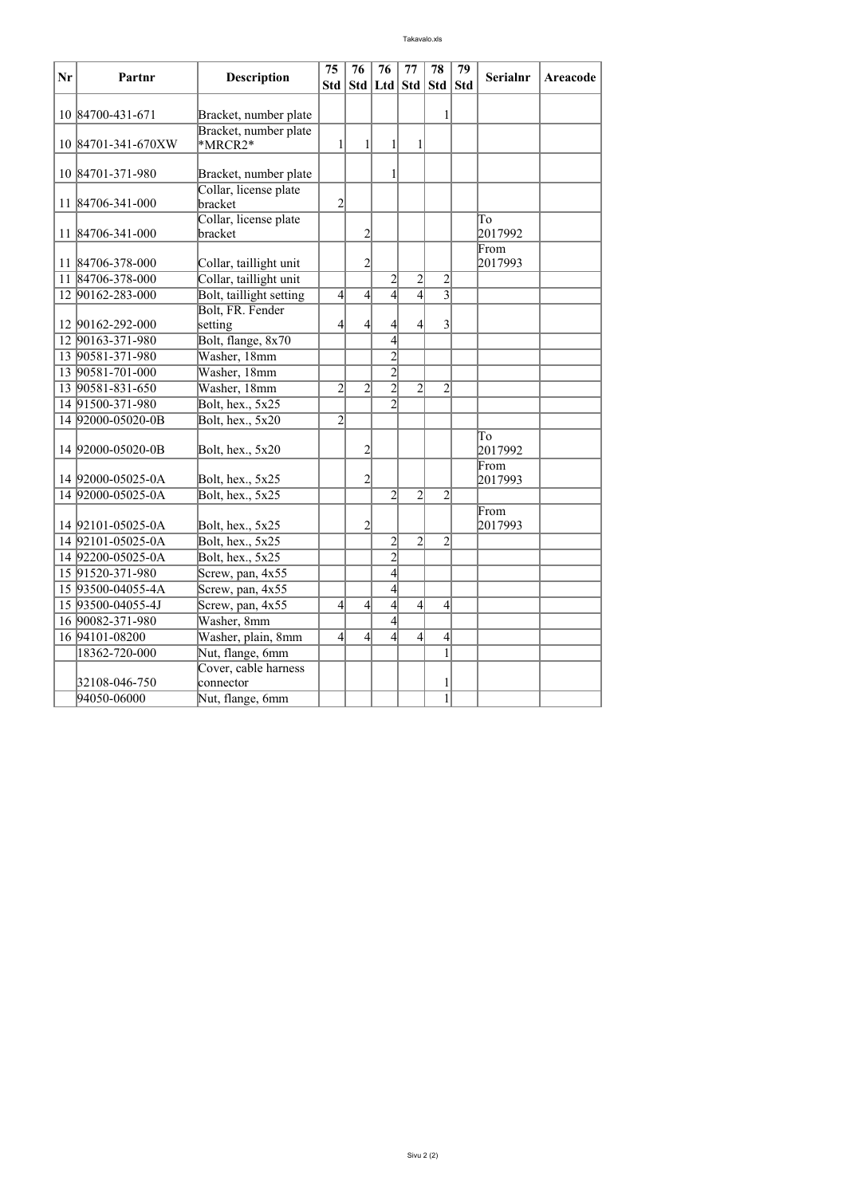| Nr | Partnr | Description | 75 Std | 76 Std | 76 Ltd | 77 Std | 78 Std | 79 Std | Serialnr | Areacode |
|---|---|---|---|---|---|---|---|---|---|---|
| 10 | 84700-431-671 | Bracket, number plate | | | | | 1 | | | |
| 10 | 84701-341-670XW | Bracket, number plate *MRCR2* | 1 | 1 | 1 | 1 | | | | |
| 10 | 84701-371-980 | Bracket, number plate | | | 1 | | | | | |
| 11 | 84706-341-000 | Collar, license plate bracket | 2 | | | | | | | |
| 11 | 84706-341-000 | Collar, license plate bracket | | 2 | | | | | To 2017992 | |
| 11 | 84706-378-000 | Collar, taillight unit | | 2 | | | | | From 2017993 | |
| 11 | 84706-378-000 | Collar, taillight unit | | | 2 | 2 | 2 | | | |
| 12 | 90162-283-000 | Bolt, taillight setting | 4 | 4 | 4 | 4 | 3 | | | |
| 12 | 90162-292-000 | Bolt, FR. Fender setting | 4 | 4 | 4 | 4 | 3 | | | |
| 12 | 90163-371-980 | Bolt, flange, 8x70 | | | 4 | | | | | |
| 13 | 90581-371-980 | Washer, 18mm | | | 2 | | | | | |
| 13 | 90581-701-000 | Washer, 18mm | | | 2 | | | | | |
| 13 | 90581-831-650 | Washer, 18mm | 2 | 2 | 2 | 2 | 2 | | | |
| 14 | 91500-371-980 | Bolt, hex., 5x25 | | | 2 | | | | | |
| 14 | 92000-05020-0B | Bolt, hex., 5x20 | 2 | | | | | | | |
| 14 | 92000-05020-0B | Bolt, hex., 5x20 | | 2 | | | | | To 2017992 | |
| 14 | 92000-05025-0A | Bolt, hex., 5x25 | | 2 | | | | | From 2017993 | |
| 14 | 92000-05025-0A | Bolt, hex., 5x25 | | | 2 | 2 | 2 | | | |
| 14 | 92101-05025-0A | Bolt, hex., 5x25 | | 2 | | | | | From 2017993 | |
| 14 | 92101-05025-0A | Bolt, hex., 5x25 | | | 2 | 2 | 2 | | | |
| 14 | 92200-05025-0A | Bolt, hex., 5x25 | | | 2 | | | | | |
| 15 | 91520-371-980 | Screw, pan, 4x55 | | | 4 | | | | | |
| 15 | 93500-04055-4A | Screw, pan, 4x55 | | | 4 | | | | | |
| 15 | 93500-04055-4J | Screw, pan, 4x55 | 4 | 4 | 4 | 4 | 4 | | | |
| 16 | 90082-371-980 | Washer, 8mm | | | 4 | | | | | |
| 16 | 94101-08200 | Washer, plain, 8mm | 4 | 4 | 4 | 4 | 4 | | | |
| | 18362-720-000 | Nut, flange, 6mm | | | | | 1 | | | |
| | 32108-046-750 | Cover, cable harness connector | | | | | 1 | | | |
| | 94050-06000 | Nut, flange, 6mm | | | | | 1 | | | |